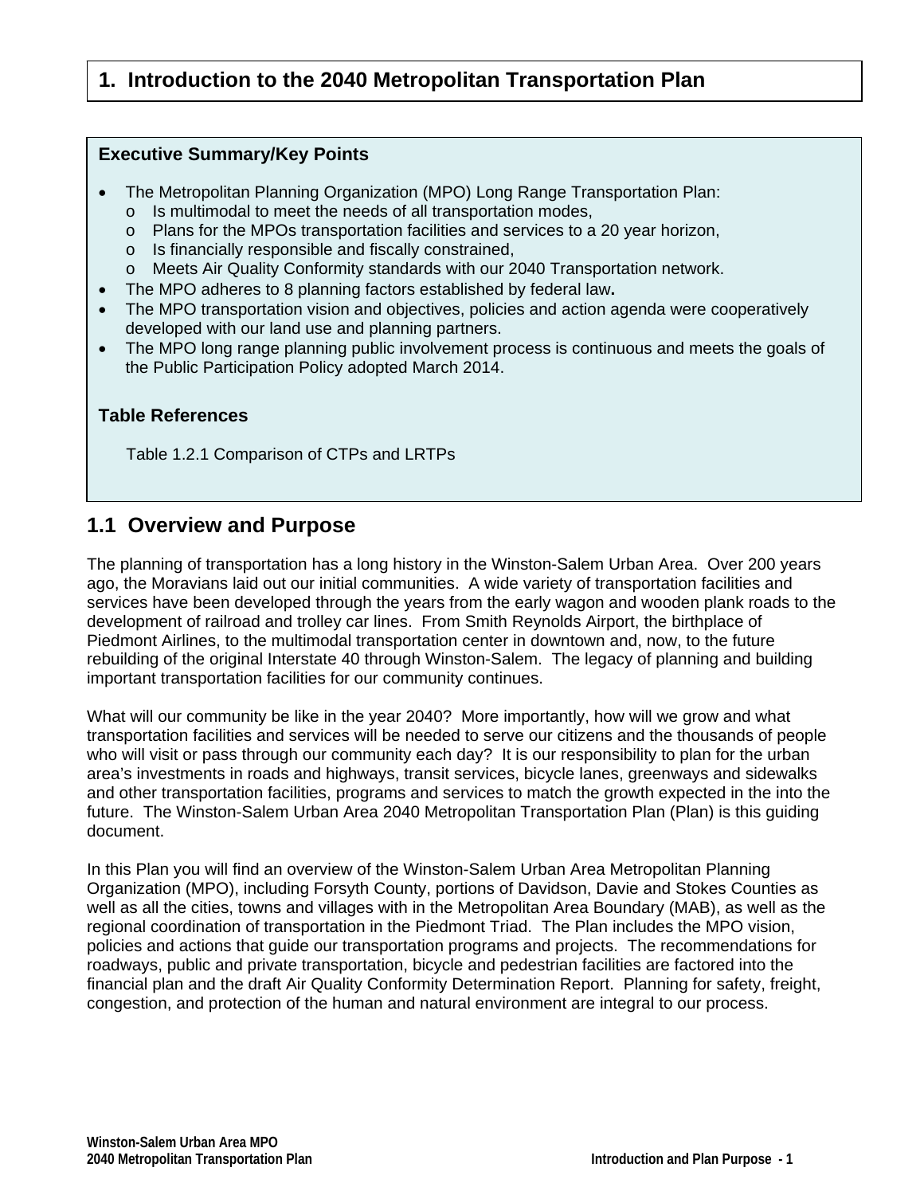# 1. Introduction to the 2040 Metropolitan Transportation Plan

**Executive Summary/Key Points**

- The Metropolitan Planning Organization (MPO) Long Range Transportation Plan:
  - Is multimodal to meet the needs of all transportation modes,
  - Plans for the MPOs transportation facilities and services to a 20 year horizon,
  - Is financially responsible and fiscally constrained,
  - Meets Air Quality Conformity standards with our 2040 Transportation network.
- The MPO adheres to 8 planning factors established by federal law**.**
- The MPO transportation vision and objectives, policies and action agenda were cooperatively developed with our land use and planning partners.
- The MPO long range planning public involvement process is continuous and meets the goals of the Public Participation Policy adopted March 2014.

**Table References**

Table 1.2.1 Comparison of CTPs and LRTPs

## 1.1 Overview and Purpose

The planning of transportation has a long history in the Winston-Salem Urban Area. Over 200 years ago, the Moravians laid out our initial communities. A wide variety of transportation facilities and services have been developed through the years from the early wagon and wooden plank roads to the development of railroad and trolley car lines. From Smith Reynolds Airport, the birthplace of Piedmont Airlines, to the multimodal transportation center in downtown and, now, to the future rebuilding of the original Interstate 40 through Winston-Salem. The legacy of planning and building important transportation facilities for our community continues.

What will our community be like in the year 2040? More importantly, how will we grow and what transportation facilities and services will be needed to serve our citizens and the thousands of people who will visit or pass through our community each day? It is our responsibility to plan for the urban area's investments in roads and highways, transit services, bicycle lanes, greenways and sidewalks and other transportation facilities, programs and services to match the growth expected in the into the future. The Winston-Salem Urban Area 2040 Metropolitan Transportation Plan (Plan) is this guiding document.

In this Plan you will find an overview of the Winston-Salem Urban Area Metropolitan Planning Organization (MPO), including Forsyth County, portions of Davidson, Davie and Stokes Counties as well as all the cities, towns and villages with in the Metropolitan Area Boundary (MAB), as well as the regional coordination of transportation in the Piedmont Triad. The Plan includes the MPO vision, policies and actions that guide our transportation programs and projects. The recommendations for roadways, public and private transportation, bicycle and pedestrian facilities are factored into the financial plan and the draft Air Quality Conformity Determination Report. Planning for safety, freight, congestion, and protection of the human and natural environment are integral to our process.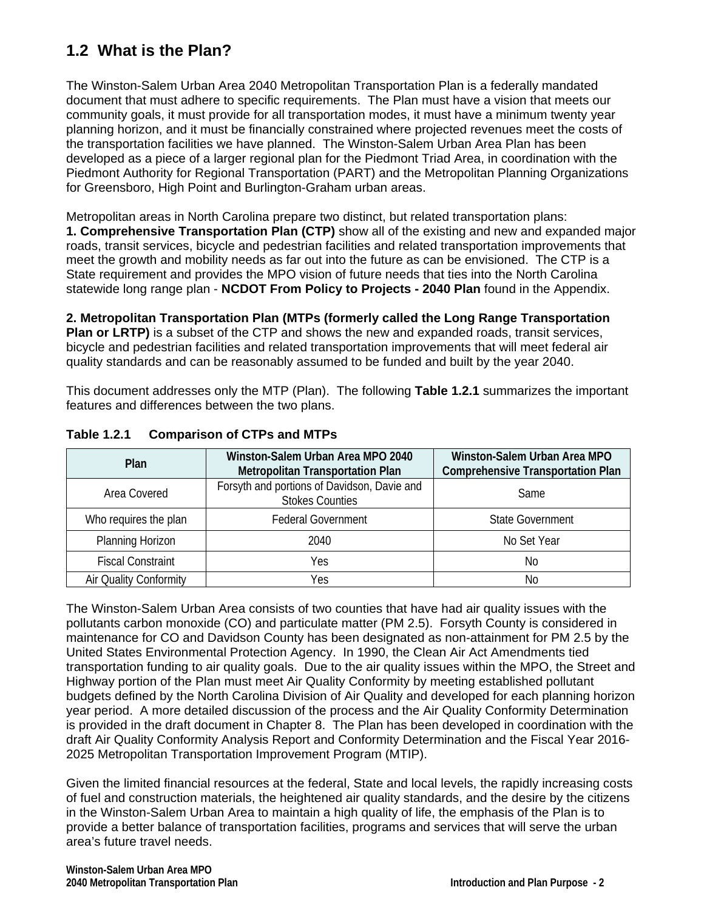## 1.2 What is the Plan?

The Winston-Salem Urban Area 2040 Metropolitan Transportation Plan is a federally mandated document that must adhere to specific requirements. The Plan must have a vision that meets our community goals, it must provide for all transportation modes, it must have a minimum twenty year planning horizon, and it must be financially constrained where projected revenues meet the costs of the transportation facilities we have planned. The Winston-Salem Urban Area Plan has been developed as a piece of a larger regional plan for the Piedmont Triad Area, in coordination with the Piedmont Authority for Regional Transportation (PART) and the Metropolitan Planning Organizations for Greensboro, High Point and Burlington-Graham urban areas.

Metropolitan areas in North Carolina prepare two distinct, but related transportation plans:
**1. Comprehensive Transportation Plan (CTP)** show all of the existing and new and expanded major roads, transit services, bicycle and pedestrian facilities and related transportation improvements that meet the growth and mobility needs as far out into the future as can be envisioned. The CTP is a State requirement and provides the MPO vision of future needs that ties into the North Carolina statewide long range plan - **NCDOT From Policy to Projects - 2040 Plan** found in the Appendix.

**2. Metropolitan Transportation Plan (MTPs (formerly called the Long Range Transportation Plan or LRTP)** is a subset of the CTP and shows the new and expanded roads, transit services, bicycle and pedestrian facilities and related transportation improvements that will meet federal air quality standards and can be reasonably assumed to be funded and built by the year 2040.

This document addresses only the MTP (Plan). The following **Table 1.2.1** summarizes the important features and differences between the two plans.

**Table 1.2.1 Comparison of CTPs and MTPs**

| Plan | Winston-Salem Urban Area MPO 2040 Metropolitan Transportation Plan | Winston-Salem Urban Area MPO Comprehensive Transportation Plan |
|---|---|---|
| Area Covered | Forsyth and portions of Davidson, Davie and Stokes Counties | Same |
| Who requires the plan | Federal Government | State Government |
| Planning Horizon | 2040 | No Set Year |
| Fiscal Constraint | Yes | No |
| Air Quality Conformity | Yes | No |

The Winston-Salem Urban Area consists of two counties that have had air quality issues with the pollutants carbon monoxide (CO) and particulate matter (PM 2.5). Forsyth County is considered in maintenance for CO and Davidson County has been designated as non-attainment for PM 2.5 by the United States Environmental Protection Agency. In 1990, the Clean Air Act Amendments tied transportation funding to air quality goals. Due to the air quality issues within the MPO, the Street and Highway portion of the Plan must meet Air Quality Conformity by meeting established pollutant budgets defined by the North Carolina Division of Air Quality and developed for each planning horizon year period. A more detailed discussion of the process and the Air Quality Conformity Determination is provided in the draft document in Chapter 8. The Plan has been developed in coordination with the draft Air Quality Conformity Analysis Report and Conformity Determination and the Fiscal Year 2016-2025 Metropolitan Transportation Improvement Program (MTIP).

Given the limited financial resources at the federal, State and local levels, the rapidly increasing costs of fuel and construction materials, the heightened air quality standards, and the desire by the citizens in the Winston-Salem Urban Area to maintain a high quality of life, the emphasis of the Plan is to provide a better balance of transportation facilities, programs and services that will serve the urban area's future travel needs.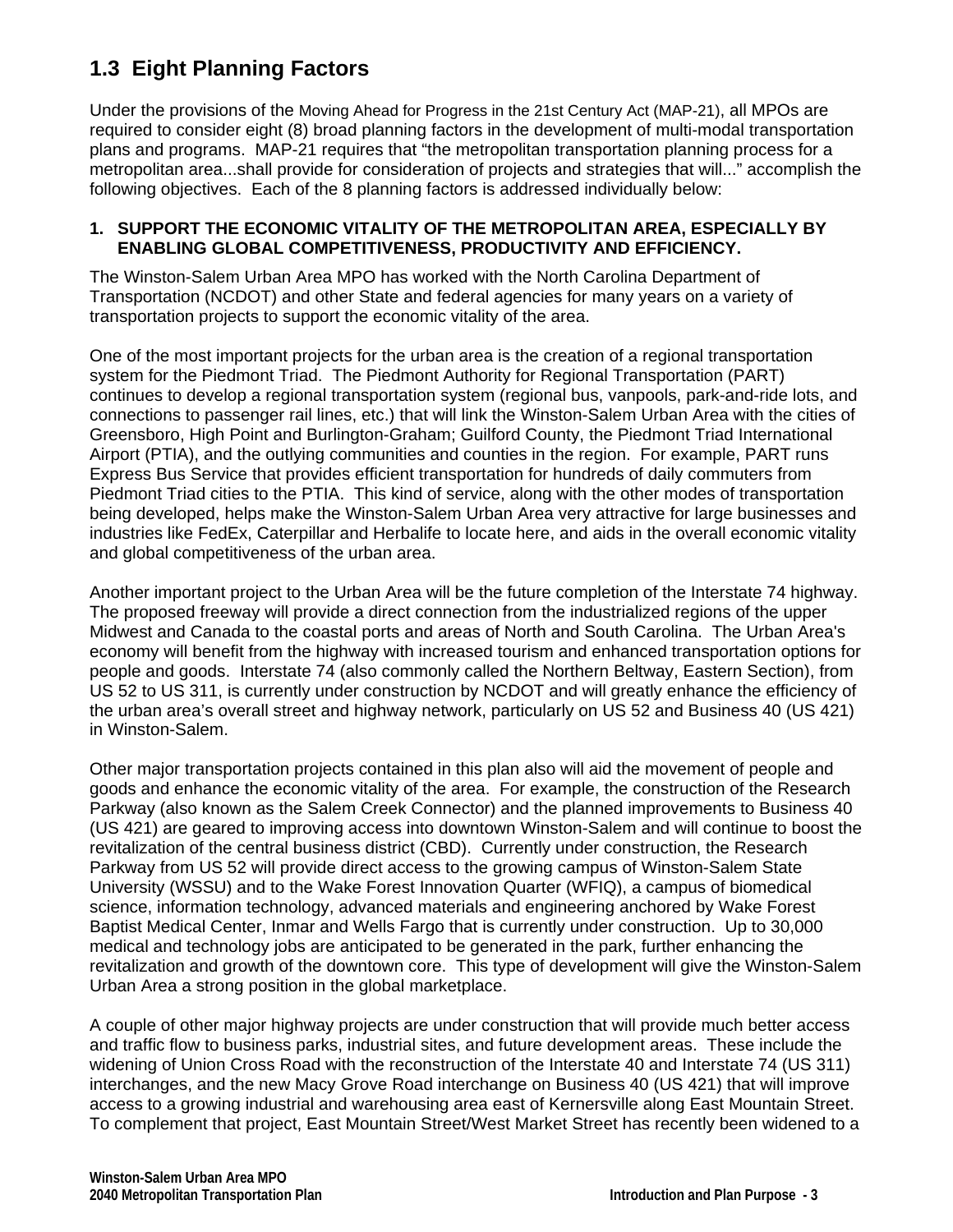## 1.3 Eight Planning Factors

Under the provisions of the Moving Ahead for Progress in the 21st Century Act (MAP-21), all MPOs are required to consider eight (8) broad planning factors in the development of multi-modal transportation plans and programs. MAP-21 requires that "the metropolitan transportation planning process for a metropolitan area...shall provide for consideration of projects and strategies that will..." accomplish the following objectives. Each of the 8 planning factors is addressed individually below:

**1. SUPPORT THE ECONOMIC VITALITY OF THE METROPOLITAN AREA, ESPECIALLY BY ENABLING GLOBAL COMPETITIVENESS, PRODUCTIVITY AND EFFICIENCY.**

The Winston-Salem Urban Area MPO has worked with the North Carolina Department of Transportation (NCDOT) and other State and federal agencies for many years on a variety of transportation projects to support the economic vitality of the area.

One of the most important projects for the urban area is the creation of a regional transportation system for the Piedmont Triad. The Piedmont Authority for Regional Transportation (PART) continues to develop a regional transportation system (regional bus, vanpools, park-and-ride lots, and connections to passenger rail lines, etc.) that will link the Winston-Salem Urban Area with the cities of Greensboro, High Point and Burlington-Graham; Guilford County, the Piedmont Triad International Airport (PTIA), and the outlying communities and counties in the region. For example, PART runs Express Bus Service that provides efficient transportation for hundreds of daily commuters from Piedmont Triad cities to the PTIA. This kind of service, along with the other modes of transportation being developed, helps make the Winston-Salem Urban Area very attractive for large businesses and industries like FedEx, Caterpillar and Herbalife to locate here, and aids in the overall economic vitality and global competitiveness of the urban area.

Another important project to the Urban Area will be the future completion of the Interstate 74 highway. The proposed freeway will provide a direct connection from the industrialized regions of the upper Midwest and Canada to the coastal ports and areas of North and South Carolina. The Urban Area's economy will benefit from the highway with increased tourism and enhanced transportation options for people and goods. Interstate 74 (also commonly called the Northern Beltway, Eastern Section), from US 52 to US 311, is currently under construction by NCDOT and will greatly enhance the efficiency of the urban area's overall street and highway network, particularly on US 52 and Business 40 (US 421) in Winston-Salem.

Other major transportation projects contained in this plan also will aid the movement of people and goods and enhance the economic vitality of the area. For example, the construction of the Research Parkway (also known as the Salem Creek Connector) and the planned improvements to Business 40 (US 421) are geared to improving access into downtown Winston-Salem and will continue to boost the revitalization of the central business district (CBD). Currently under construction, the Research Parkway from US 52 will provide direct access to the growing campus of Winston-Salem State University (WSSU) and to the Wake Forest Innovation Quarter (WFIQ), a campus of biomedical science, information technology, advanced materials and engineering anchored by Wake Forest Baptist Medical Center, Inmar and Wells Fargo that is currently under construction. Up to 30,000 medical and technology jobs are anticipated to be generated in the park, further enhancing the revitalization and growth of the downtown core. This type of development will give the Winston-Salem Urban Area a strong position in the global marketplace.

A couple of other major highway projects are under construction that will provide much better access and traffic flow to business parks, industrial sites, and future development areas. These include the widening of Union Cross Road with the reconstruction of the Interstate 40 and Interstate 74 (US 311) interchanges, and the new Macy Grove Road interchange on Business 40 (US 421) that will improve access to a growing industrial and warehousing area east of Kernersville along East Mountain Street. To complement that project, East Mountain Street/West Market Street has recently been widened to a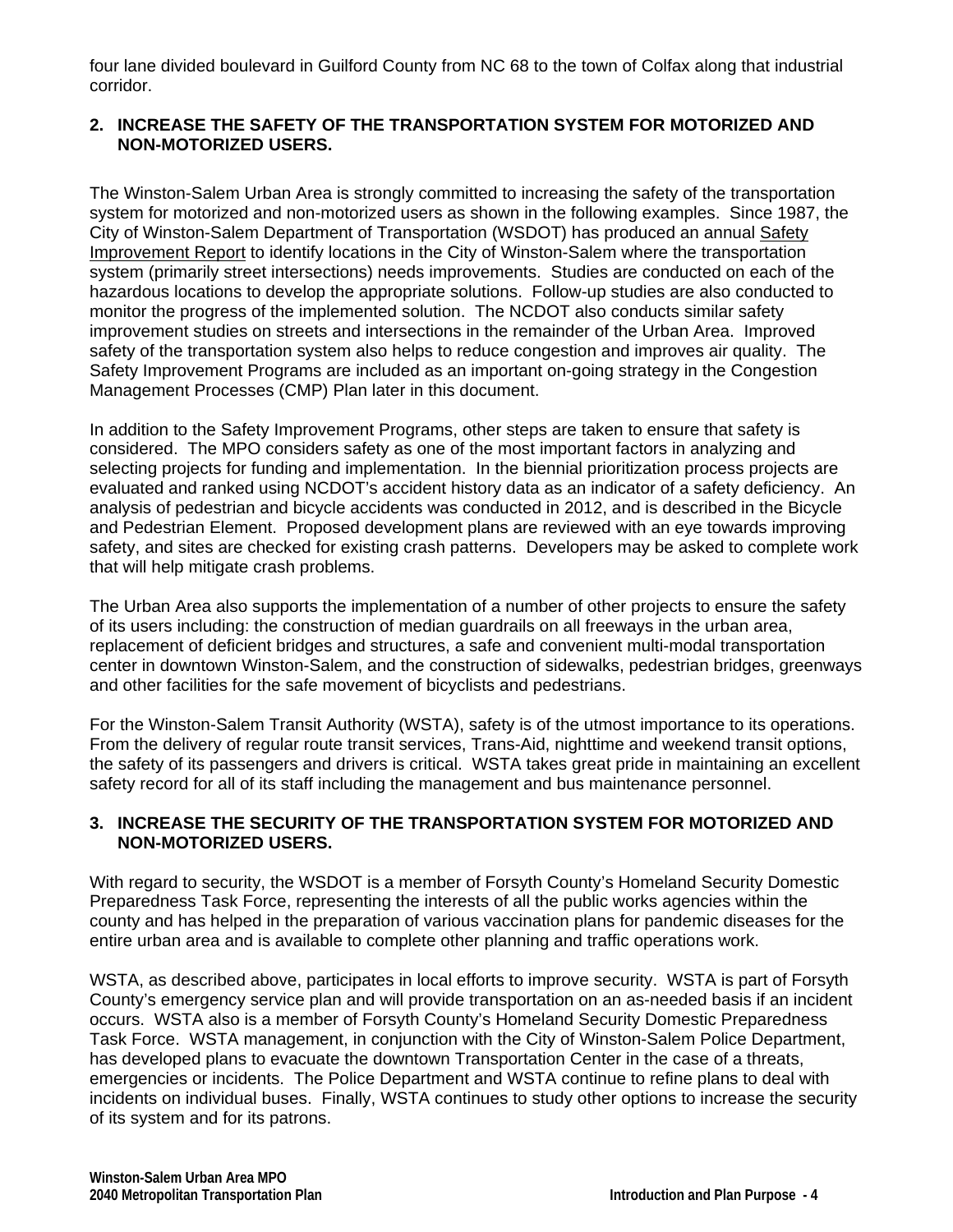four lane divided boulevard in Guilford County from NC 68 to the town of Colfax along that industrial corridor.

### 2. INCREASE THE SAFETY OF THE TRANSPORTATION SYSTEM FOR MOTORIZED AND NON-MOTORIZED USERS.

The Winston-Salem Urban Area is strongly committed to increasing the safety of the transportation system for motorized and non-motorized users as shown in the following examples. Since 1987, the City of Winston-Salem Department of Transportation (WSDOT) has produced an annual Safety Improvement Report to identify locations in the City of Winston-Salem where the transportation system (primarily street intersections) needs improvements. Studies are conducted on each of the hazardous locations to develop the appropriate solutions. Follow-up studies are also conducted to monitor the progress of the implemented solution. The NCDOT also conducts similar safety improvement studies on streets and intersections in the remainder of the Urban Area. Improved safety of the transportation system also helps to reduce congestion and improves air quality. The Safety Improvement Programs are included as an important on-going strategy in the Congestion Management Processes (CMP) Plan later in this document.

In addition to the Safety Improvement Programs, other steps are taken to ensure that safety is considered. The MPO considers safety as one of the most important factors in analyzing and selecting projects for funding and implementation. In the biennial prioritization process projects are evaluated and ranked using NCDOT's accident history data as an indicator of a safety deficiency. An analysis of pedestrian and bicycle accidents was conducted in 2012, and is described in the Bicycle and Pedestrian Element. Proposed development plans are reviewed with an eye towards improving safety, and sites are checked for existing crash patterns. Developers may be asked to complete work that will help mitigate crash problems.

The Urban Area also supports the implementation of a number of other projects to ensure the safety of its users including: the construction of median guardrails on all freeways in the urban area, replacement of deficient bridges and structures, a safe and convenient multi-modal transportation center in downtown Winston-Salem, and the construction of sidewalks, pedestrian bridges, greenways and other facilities for the safe movement of bicyclists and pedestrians.

For the Winston-Salem Transit Authority (WSTA), safety is of the utmost importance to its operations. From the delivery of regular route transit services, Trans-Aid, nighttime and weekend transit options, the safety of its passengers and drivers is critical. WSTA takes great pride in maintaining an excellent safety record for all of its staff including the management and bus maintenance personnel.

### 3. INCREASE THE SECURITY OF THE TRANSPORTATION SYSTEM FOR MOTORIZED AND NON-MOTORIZED USERS.

With regard to security, the WSDOT is a member of Forsyth County's Homeland Security Domestic Preparedness Task Force, representing the interests of all the public works agencies within the county and has helped in the preparation of various vaccination plans for pandemic diseases for the entire urban area and is available to complete other planning and traffic operations work.

WSTA, as described above, participates in local efforts to improve security. WSTA is part of Forsyth County's emergency service plan and will provide transportation on an as-needed basis if an incident occurs. WSTA also is a member of Forsyth County's Homeland Security Domestic Preparedness Task Force. WSTA management, in conjunction with the City of Winston-Salem Police Department, has developed plans to evacuate the downtown Transportation Center in the case of a threats, emergencies or incidents. The Police Department and WSTA continue to refine plans to deal with incidents on individual buses. Finally, WSTA continues to study other options to increase the security of its system and for its patrons.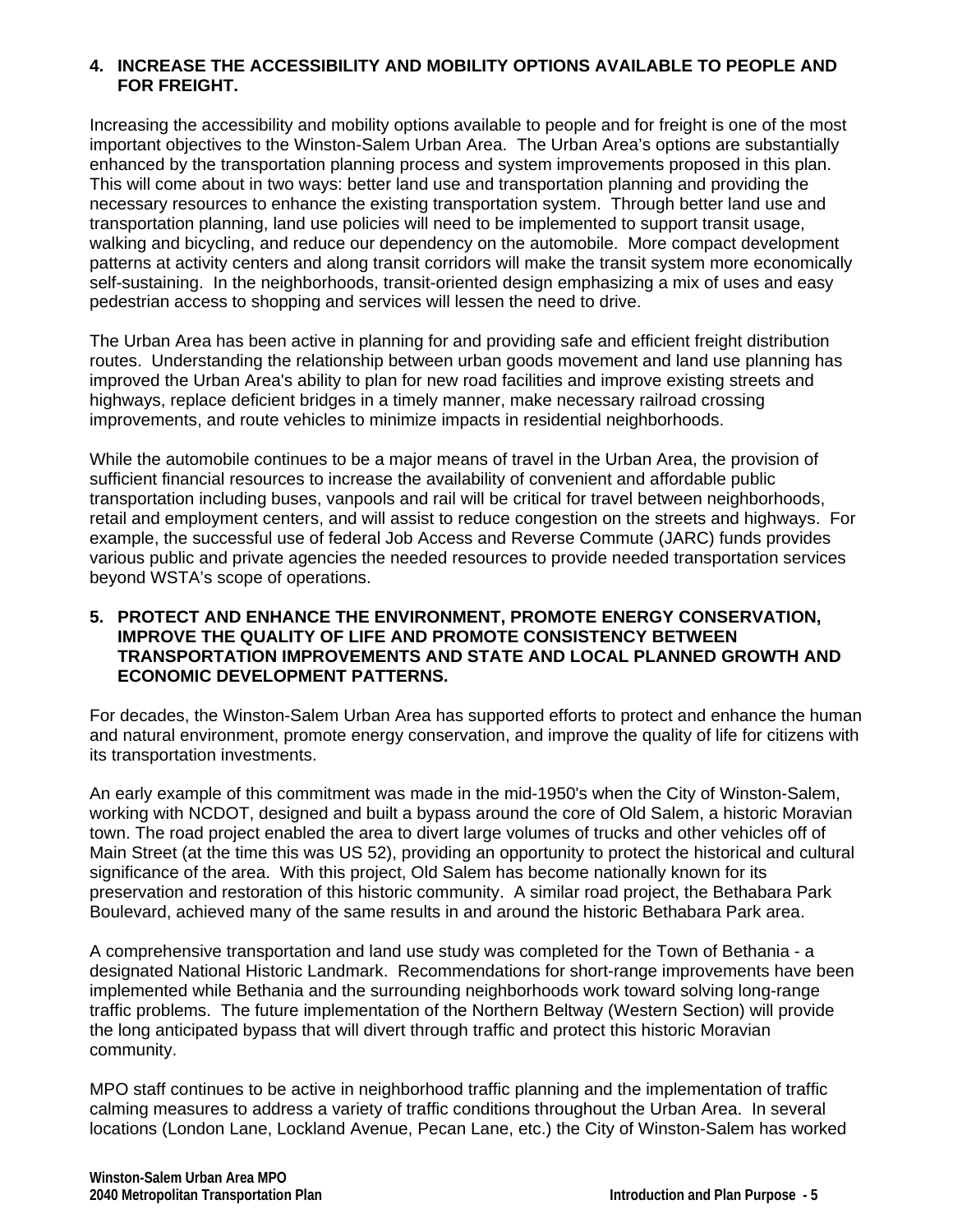**4. INCREASE THE ACCESSIBILITY AND MOBILITY OPTIONS AVAILABLE TO PEOPLE AND FOR FREIGHT.**

Increasing the accessibility and mobility options available to people and for freight is one of the most important objectives to the Winston-Salem Urban Area. The Urban Area's options are substantially enhanced by the transportation planning process and system improvements proposed in this plan. This will come about in two ways: better land use and transportation planning and providing the necessary resources to enhance the existing transportation system. Through better land use and transportation planning, land use policies will need to be implemented to support transit usage, walking and bicycling, and reduce our dependency on the automobile. More compact development patterns at activity centers and along transit corridors will make the transit system more economically self-sustaining. In the neighborhoods, transit-oriented design emphasizing a mix of uses and easy pedestrian access to shopping and services will lessen the need to drive.

The Urban Area has been active in planning for and providing safe and efficient freight distribution routes. Understanding the relationship between urban goods movement and land use planning has improved the Urban Area's ability to plan for new road facilities and improve existing streets and highways, replace deficient bridges in a timely manner, make necessary railroad crossing improvements, and route vehicles to minimize impacts in residential neighborhoods.

While the automobile continues to be a major means of travel in the Urban Area, the provision of sufficient financial resources to increase the availability of convenient and affordable public transportation including buses, vanpools and rail will be critical for travel between neighborhoods, retail and employment centers, and will assist to reduce congestion on the streets and highways. For example, the successful use of federal Job Access and Reverse Commute (JARC) funds provides various public and private agencies the needed resources to provide needed transportation services beyond WSTA's scope of operations.

**5. PROTECT AND ENHANCE THE ENVIRONMENT, PROMOTE ENERGY CONSERVATION, IMPROVE THE QUALITY OF LIFE AND PROMOTE CONSISTENCY BETWEEN TRANSPORTATION IMPROVEMENTS AND STATE AND LOCAL PLANNED GROWTH AND ECONOMIC DEVELOPMENT PATTERNS.**

For decades, the Winston-Salem Urban Area has supported efforts to protect and enhance the human and natural environment, promote energy conservation, and improve the quality of life for citizens with its transportation investments.

An early example of this commitment was made in the mid-1950's when the City of Winston-Salem, working with NCDOT, designed and built a bypass around the core of Old Salem, a historic Moravian town. The road project enabled the area to divert large volumes of trucks and other vehicles off of Main Street (at the time this was US 52), providing an opportunity to protect the historical and cultural significance of the area. With this project, Old Salem has become nationally known for its preservation and restoration of this historic community. A similar road project, the Bethabara Park Boulevard, achieved many of the same results in and around the historic Bethabara Park area.

A comprehensive transportation and land use study was completed for the Town of Bethania - a designated National Historic Landmark. Recommendations for short-range improvements have been implemented while Bethania and the surrounding neighborhoods work toward solving long-range traffic problems. The future implementation of the Northern Beltway (Western Section) will provide the long anticipated bypass that will divert through traffic and protect this historic Moravian community.

MPO staff continues to be active in neighborhood traffic planning and the implementation of traffic calming measures to address a variety of traffic conditions throughout the Urban Area. In several locations (London Lane, Lockland Avenue, Pecan Lane, etc.) the City of Winston-Salem has worked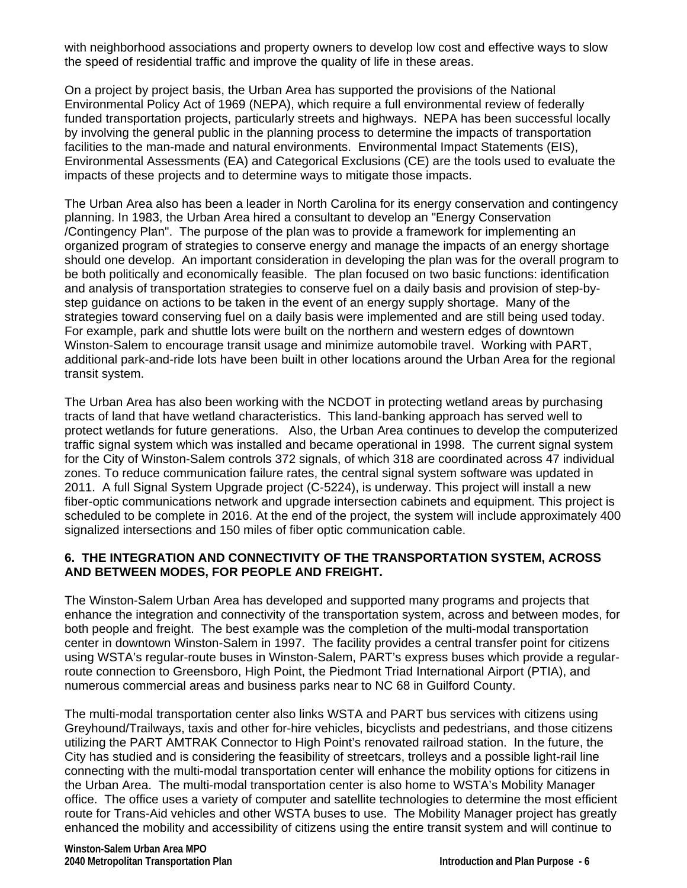with neighborhood associations and property owners to develop low cost and effective ways to slow the speed of residential traffic and improve the quality of life in these areas.

On a project by project basis, the Urban Area has supported the provisions of the National Environmental Policy Act of 1969 (NEPA), which require a full environmental review of federally funded transportation projects, particularly streets and highways. NEPA has been successful locally by involving the general public in the planning process to determine the impacts of transportation facilities to the man-made and natural environments. Environmental Impact Statements (EIS), Environmental Assessments (EA) and Categorical Exclusions (CE) are the tools used to evaluate the impacts of these projects and to determine ways to mitigate those impacts.

The Urban Area also has been a leader in North Carolina for its energy conservation and contingency planning. In 1983, the Urban Area hired a consultant to develop an "Energy Conservation /Contingency Plan". The purpose of the plan was to provide a framework for implementing an organized program of strategies to conserve energy and manage the impacts of an energy shortage should one develop. An important consideration in developing the plan was for the overall program to be both politically and economically feasible. The plan focused on two basic functions: identification and analysis of transportation strategies to conserve fuel on a daily basis and provision of step-by-step guidance on actions to be taken in the event of an energy supply shortage. Many of the strategies toward conserving fuel on a daily basis were implemented and are still being used today. For example, park and shuttle lots were built on the northern and western edges of downtown Winston-Salem to encourage transit usage and minimize automobile travel. Working with PART, additional park-and-ride lots have been built in other locations around the Urban Area for the regional transit system.

The Urban Area has also been working with the NCDOT in protecting wetland areas by purchasing tracts of land that have wetland characteristics. This land-banking approach has served well to protect wetlands for future generations. Also, the Urban Area continues to develop the computerized traffic signal system which was installed and became operational in 1998. The current signal system for the City of Winston-Salem controls 372 signals, of which 318 are coordinated across 47 individual zones. To reduce communication failure rates, the central signal system software was updated in 2011. A full Signal System Upgrade project (C-5224), is underway. This project will install a new fiber-optic communications network and upgrade intersection cabinets and equipment. This project is scheduled to be complete in 2016. At the end of the project, the system will include approximately 400 signalized intersections and 150 miles of fiber optic communication cable.

**6. THE INTEGRATION AND CONNECTIVITY OF THE TRANSPORTATION SYSTEM, ACROSS AND BETWEEN MODES, FOR PEOPLE AND FREIGHT.**

The Winston-Salem Urban Area has developed and supported many programs and projects that enhance the integration and connectivity of the transportation system, across and between modes, for both people and freight. The best example was the completion of the multi-modal transportation center in downtown Winston-Salem in 1997. The facility provides a central transfer point for citizens using WSTA's regular-route buses in Winston-Salem, PART's express buses which provide a regular-route connection to Greensboro, High Point, the Piedmont Triad International Airport (PTIA), and numerous commercial areas and business parks near to NC 68 in Guilford County.

The multi-modal transportation center also links WSTA and PART bus services with citizens using Greyhound/Trailways, taxis and other for-hire vehicles, bicyclists and pedestrians, and those citizens utilizing the PART AMTRAK Connector to High Point's renovated railroad station. In the future, the City has studied and is considering the feasibility of streetcars, trolleys and a possible light-rail line connecting with the multi-modal transportation center will enhance the mobility options for citizens in the Urban Area. The multi-modal transportation center is also home to WSTA's Mobility Manager office. The office uses a variety of computer and satellite technologies to determine the most efficient route for Trans-Aid vehicles and other WSTA buses to use. The Mobility Manager project has greatly enhanced the mobility and accessibility of citizens using the entire transit system and will continue to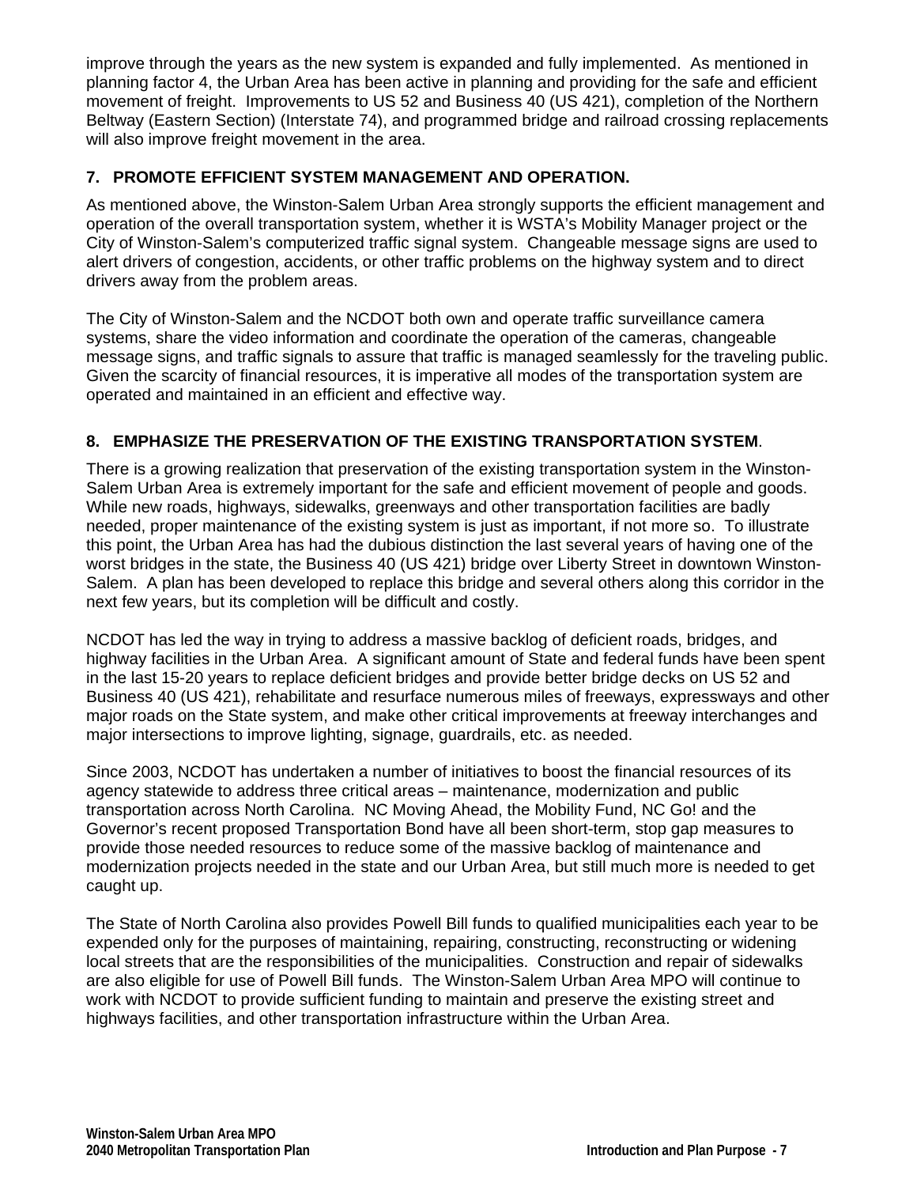improve through the years as the new system is expanded and fully implemented. As mentioned in planning factor 4, the Urban Area has been active in planning and providing for the safe and efficient movement of freight. Improvements to US 52 and Business 40 (US 421), completion of the Northern Beltway (Eastern Section) (Interstate 74), and programmed bridge and railroad crossing replacements will also improve freight movement in the area.

### 7. PROMOTE EFFICIENT SYSTEM MANAGEMENT AND OPERATION.

As mentioned above, the Winston-Salem Urban Area strongly supports the efficient management and operation of the overall transportation system, whether it is WSTA's Mobility Manager project or the City of Winston-Salem's computerized traffic signal system. Changeable message signs are used to alert drivers of congestion, accidents, or other traffic problems on the highway system and to direct drivers away from the problem areas.

The City of Winston-Salem and the NCDOT both own and operate traffic surveillance camera systems, share the video information and coordinate the operation of the cameras, changeable message signs, and traffic signals to assure that traffic is managed seamlessly for the traveling public. Given the scarcity of financial resources, it is imperative all modes of the transportation system are operated and maintained in an efficient and effective way.

### 8. EMPHASIZE THE PRESERVATION OF THE EXISTING TRANSPORTATION SYSTEM.

There is a growing realization that preservation of the existing transportation system in the Winston-Salem Urban Area is extremely important for the safe and efficient movement of people and goods. While new roads, highways, sidewalks, greenways and other transportation facilities are badly needed, proper maintenance of the existing system is just as important, if not more so. To illustrate this point, the Urban Area has had the dubious distinction the last several years of having one of the worst bridges in the state, the Business 40 (US 421) bridge over Liberty Street in downtown Winston-Salem. A plan has been developed to replace this bridge and several others along this corridor in the next few years, but its completion will be difficult and costly.

NCDOT has led the way in trying to address a massive backlog of deficient roads, bridges, and highway facilities in the Urban Area. A significant amount of State and federal funds have been spent in the last 15-20 years to replace deficient bridges and provide better bridge decks on US 52 and Business 40 (US 421), rehabilitate and resurface numerous miles of freeways, expressways and other major roads on the State system, and make other critical improvements at freeway interchanges and major intersections to improve lighting, signage, guardrails, etc. as needed.

Since 2003, NCDOT has undertaken a number of initiatives to boost the financial resources of its agency statewide to address three critical areas – maintenance, modernization and public transportation across North Carolina. NC Moving Ahead, the Mobility Fund, NC Go! and the Governor's recent proposed Transportation Bond have all been short-term, stop gap measures to provide those needed resources to reduce some of the massive backlog of maintenance and modernization projects needed in the state and our Urban Area, but still much more is needed to get caught up.

The State of North Carolina also provides Powell Bill funds to qualified municipalities each year to be expended only for the purposes of maintaining, repairing, constructing, reconstructing or widening local streets that are the responsibilities of the municipalities. Construction and repair of sidewalks are also eligible for use of Powell Bill funds. The Winston-Salem Urban Area MPO will continue to work with NCDOT to provide sufficient funding to maintain and preserve the existing street and highways facilities, and other transportation infrastructure within the Urban Area.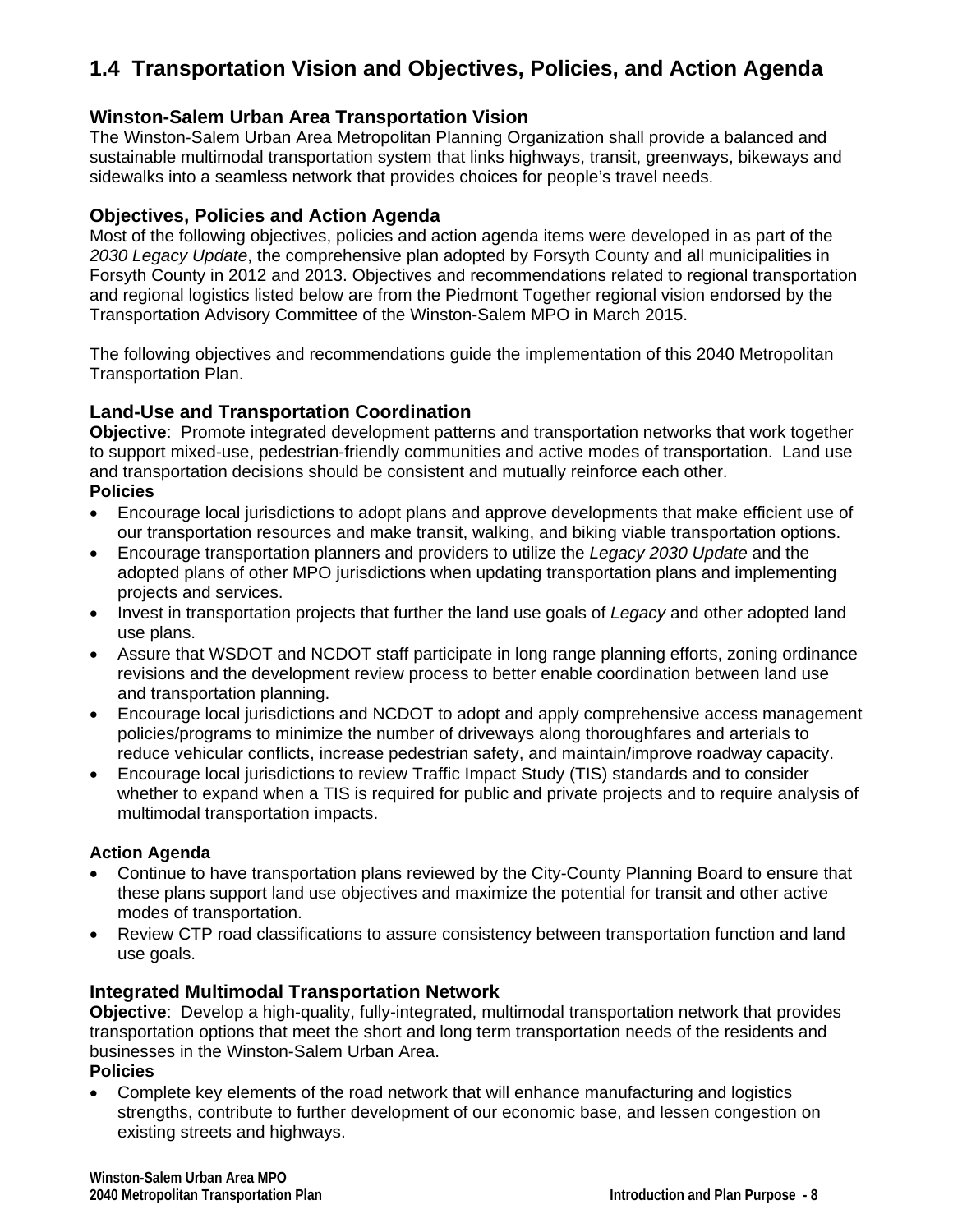## 1.4 Transportation Vision and Objectives, Policies, and Action Agenda

### Winston-Salem Urban Area Transportation Vision

The Winston-Salem Urban Area Metropolitan Planning Organization shall provide a balanced and sustainable multimodal transportation system that links highways, transit, greenways, bikeways and sidewalks into a seamless network that provides choices for people's travel needs.

### Objectives, Policies and Action Agenda

Most of the following objectives, policies and action agenda items were developed in as part of the *2030 Legacy Update*, the comprehensive plan adopted by Forsyth County and all municipalities in Forsyth County in 2012 and 2013. Objectives and recommendations related to regional transportation and regional logistics listed below are from the Piedmont Together regional vision endorsed by the Transportation Advisory Committee of the Winston-Salem MPO in March 2015.

The following objectives and recommendations guide the implementation of this 2040 Metropolitan Transportation Plan.

### Land-Use and Transportation Coordination

**Objective**: Promote integrated development patterns and transportation networks that work together to support mixed-use, pedestrian-friendly communities and active modes of transportation. Land use and transportation decisions should be consistent and mutually reinforce each other.

**Policies**

- Encourage local jurisdictions to adopt plans and approve developments that make efficient use of our transportation resources and make transit, walking, and biking viable transportation options.
- Encourage transportation planners and providers to utilize the *Legacy 2030 Update* and the adopted plans of other MPO jurisdictions when updating transportation plans and implementing projects and services.
- Invest in transportation projects that further the land use goals of *Legacy* and other adopted land use plans.
- Assure that WSDOT and NCDOT staff participate in long range planning efforts, zoning ordinance revisions and the development review process to better enable coordination between land use and transportation planning.
- Encourage local jurisdictions and NCDOT to adopt and apply comprehensive access management policies/programs to minimize the number of driveways along thoroughfares and arterials to reduce vehicular conflicts, increase pedestrian safety, and maintain/improve roadway capacity.
- Encourage local jurisdictions to review Traffic Impact Study (TIS) standards and to consider whether to expand when a TIS is required for public and private projects and to require analysis of multimodal transportation impacts.

**Action Agenda**

- Continue to have transportation plans reviewed by the City-County Planning Board to ensure that these plans support land use objectives and maximize the potential for transit and other active modes of transportation.
- Review CTP road classifications to assure consistency between transportation function and land use goals.

### Integrated Multimodal Transportation Network

**Objective**: Develop a high-quality, fully-integrated, multimodal transportation network that provides transportation options that meet the short and long term transportation needs of the residents and businesses in the Winston-Salem Urban Area.

**Policies**

- Complete key elements of the road network that will enhance manufacturing and logistics strengths, contribute to further development of our economic base, and lessen congestion on existing streets and highways.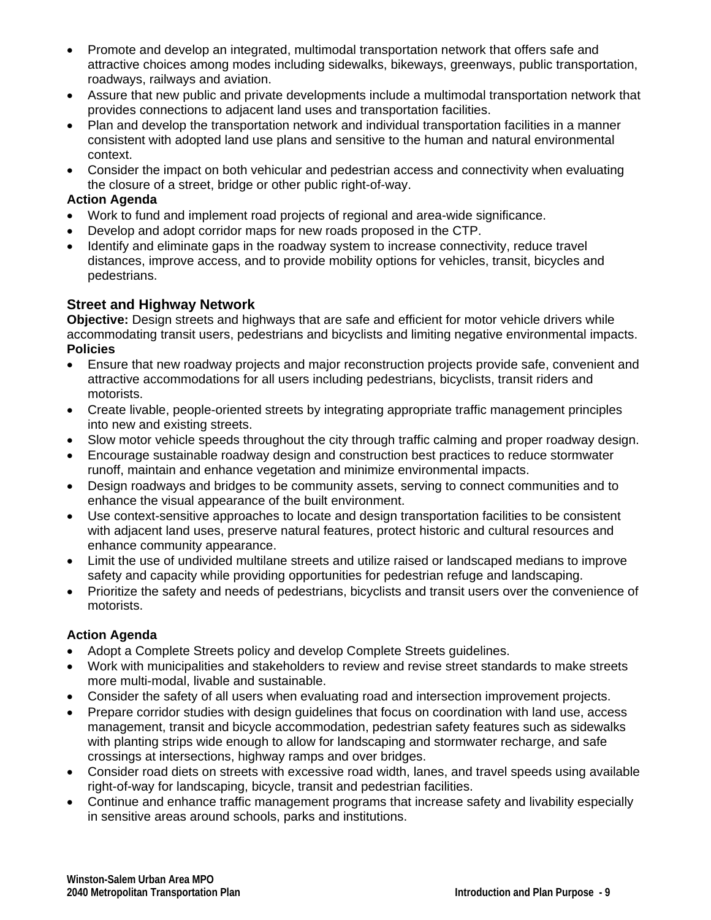- Promote and develop an integrated, multimodal transportation network that offers safe and attractive choices among modes including sidewalks, bikeways, greenways, public transportation, roadways, railways and aviation.
- Assure that new public and private developments include a multimodal transportation network that provides connections to adjacent land uses and transportation facilities.
- Plan and develop the transportation network and individual transportation facilities in a manner consistent with adopted land use plans and sensitive to the human and natural environmental context.
- Consider the impact on both vehicular and pedestrian access and connectivity when evaluating the closure of a street, bridge or other public right-of-way.

**Action Agenda**

- Work to fund and implement road projects of regional and area-wide significance.
- Develop and adopt corridor maps for new roads proposed in the CTP.
- Identify and eliminate gaps in the roadway system to increase connectivity, reduce travel distances, improve access, and to provide mobility options for vehicles, transit, bicycles and pedestrians.

### Street and Highway Network

**Objective:** Design streets and highways that are safe and efficient for motor vehicle drivers while accommodating transit users, pedestrians and bicyclists and limiting negative environmental impacts.

**Policies**

- Ensure that new roadway projects and major reconstruction projects provide safe, convenient and attractive accommodations for all users including pedestrians, bicyclists, transit riders and motorists.
- Create livable, people-oriented streets by integrating appropriate traffic management principles into new and existing streets.
- Slow motor vehicle speeds throughout the city through traffic calming and proper roadway design.
- Encourage sustainable roadway design and construction best practices to reduce stormwater runoff, maintain and enhance vegetation and minimize environmental impacts.
- Design roadways and bridges to be community assets, serving to connect communities and to enhance the visual appearance of the built environment.
- Use context-sensitive approaches to locate and design transportation facilities to be consistent with adjacent land uses, preserve natural features, protect historic and cultural resources and enhance community appearance.
- Limit the use of undivided multilane streets and utilize raised or landscaped medians to improve safety and capacity while providing opportunities for pedestrian refuge and landscaping.
- Prioritize the safety and needs of pedestrians, bicyclists and transit users over the convenience of motorists.

**Action Agenda**

- Adopt a Complete Streets policy and develop Complete Streets guidelines.
- Work with municipalities and stakeholders to review and revise street standards to make streets more multi-modal, livable and sustainable.
- Consider the safety of all users when evaluating road and intersection improvement projects.
- Prepare corridor studies with design guidelines that focus on coordination with land use, access management, transit and bicycle accommodation, pedestrian safety features such as sidewalks with planting strips wide enough to allow for landscaping and stormwater recharge, and safe crossings at intersections, highway ramps and over bridges.
- Consider road diets on streets with excessive road width, lanes, and travel speeds using available right-of-way for landscaping, bicycle, transit and pedestrian facilities.
- Continue and enhance traffic management programs that increase safety and livability especially in sensitive areas around schools, parks and institutions.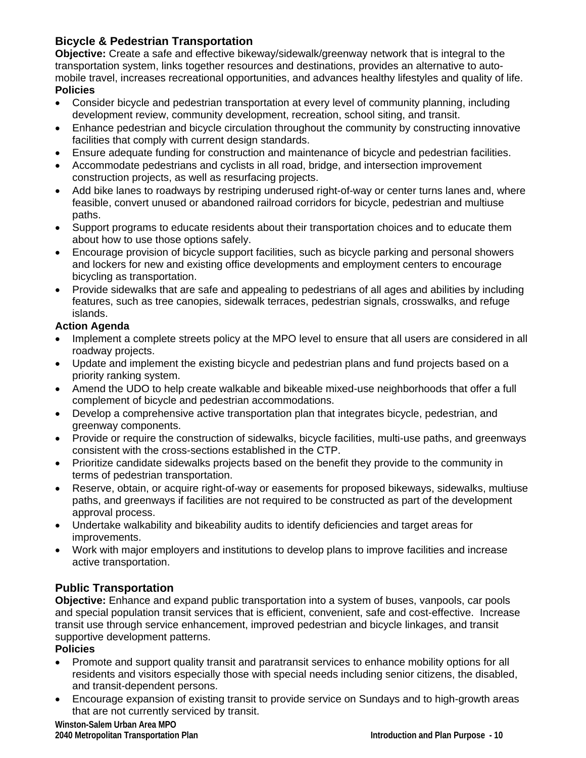## Bicycle & Pedestrian Transportation

**Objective:** Create a safe and effective bikeway/sidewalk/greenway network that is integral to the transportation system, links together resources and destinations, provides an alternative to automobile travel, increases recreational opportunities, and advances healthy lifestyles and quality of life.

**Policies**

- Consider bicycle and pedestrian transportation at every level of community planning, including development review, community development, recreation, school siting, and transit.
- Enhance pedestrian and bicycle circulation throughout the community by constructing innovative facilities that comply with current design standards.
- Ensure adequate funding for construction and maintenance of bicycle and pedestrian facilities.
- Accommodate pedestrians and cyclists in all road, bridge, and intersection improvement construction projects, as well as resurfacing projects.
- Add bike lanes to roadways by restriping underused right-of-way or center turns lanes and, where feasible, convert unused or abandoned railroad corridors for bicycle, pedestrian and multiuse paths.
- Support programs to educate residents about their transportation choices and to educate them about how to use those options safely.
- Encourage provision of bicycle support facilities, such as bicycle parking and personal showers and lockers for new and existing office developments and employment centers to encourage bicycling as transportation.
- Provide sidewalks that are safe and appealing to pedestrians of all ages and abilities by including features, such as tree canopies, sidewalk terraces, pedestrian signals, crosswalks, and refuge islands.

**Action Agenda**

- Implement a complete streets policy at the MPO level to ensure that all users are considered in all roadway projects.
- Update and implement the existing bicycle and pedestrian plans and fund projects based on a priority ranking system.
- Amend the UDO to help create walkable and bikeable mixed-use neighborhoods that offer a full complement of bicycle and pedestrian accommodations.
- Develop a comprehensive active transportation plan that integrates bicycle, pedestrian, and greenway components.
- Provide or require the construction of sidewalks, bicycle facilities, multi-use paths, and greenways consistent with the cross-sections established in the CTP.
- Prioritize candidate sidewalks projects based on the benefit they provide to the community in terms of pedestrian transportation.
- Reserve, obtain, or acquire right-of-way or easements for proposed bikeways, sidewalks, multiuse paths, and greenways if facilities are not required to be constructed as part of the development approval process.
- Undertake walkability and bikeability audits to identify deficiencies and target areas for improvements.
- Work with major employers and institutions to develop plans to improve facilities and increase active transportation.

## Public Transportation

**Objective:** Enhance and expand public transportation into a system of buses, vanpools, car pools and special population transit services that is efficient, convenient, safe and cost-effective. Increase transit use through service enhancement, improved pedestrian and bicycle linkages, and transit supportive development patterns.

**Policies**

- Promote and support quality transit and paratransit services to enhance mobility options for all residents and visitors especially those with special needs including senior citizens, the disabled, and transit-dependent persons.
- Encourage expansion of existing transit to provide service on Sundays and to high-growth areas that are not currently serviced by transit.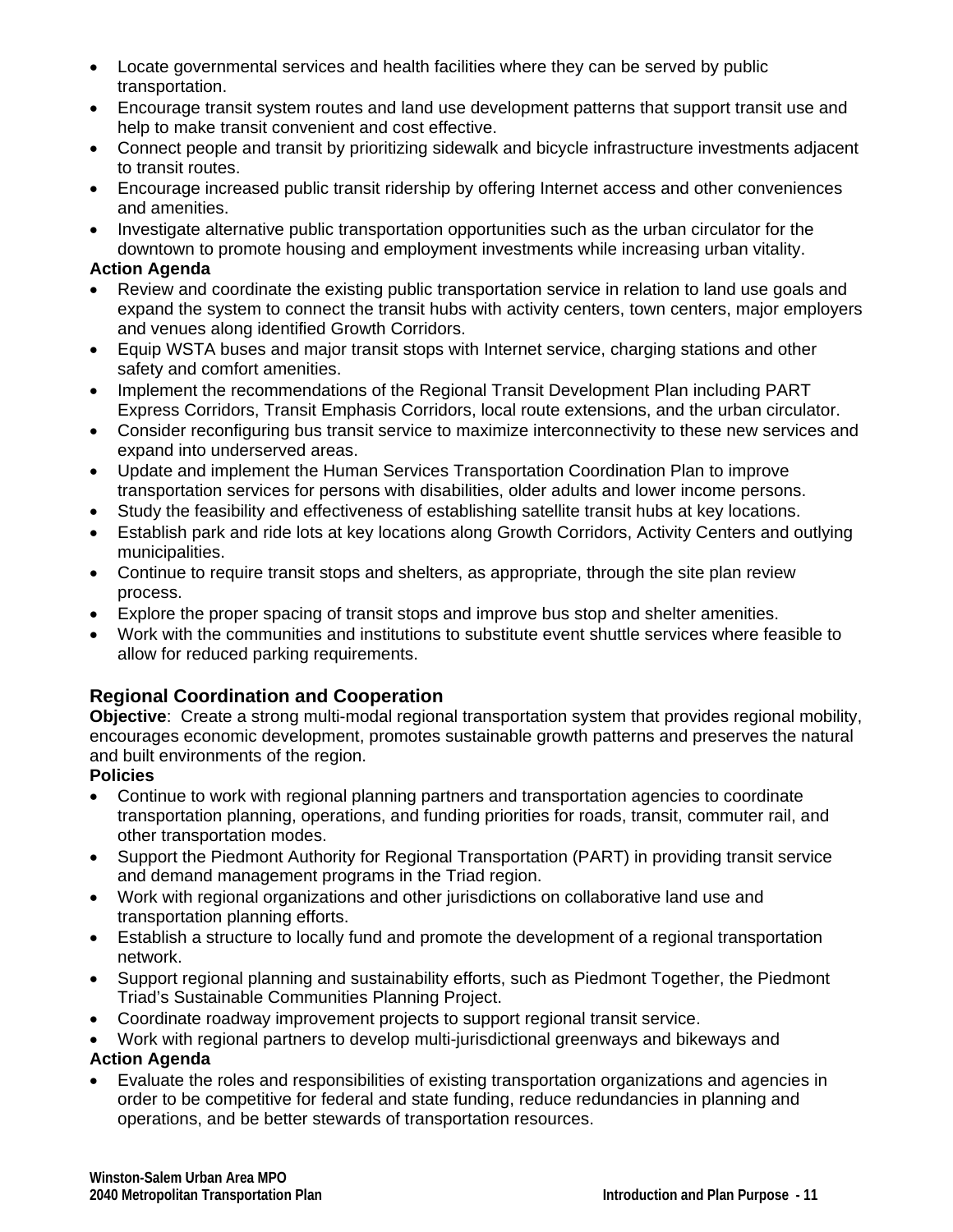- Locate governmental services and health facilities where they can be served by public transportation.
- Encourage transit system routes and land use development patterns that support transit use and help to make transit convenient and cost effective.
- Connect people and transit by prioritizing sidewalk and bicycle infrastructure investments adjacent to transit routes.
- Encourage increased public transit ridership by offering Internet access and other conveniences and amenities.
- Investigate alternative public transportation opportunities such as the urban circulator for the downtown to promote housing and employment investments while increasing urban vitality.

**Action Agenda**

- Review and coordinate the existing public transportation service in relation to land use goals and expand the system to connect the transit hubs with activity centers, town centers, major employers and venues along identified Growth Corridors.
- Equip WSTA buses and major transit stops with Internet service, charging stations and other safety and comfort amenities.
- Implement the recommendations of the Regional Transit Development Plan including PART Express Corridors, Transit Emphasis Corridors, local route extensions, and the urban circulator.
- Consider reconfiguring bus transit service to maximize interconnectivity to these new services and expand into underserved areas.
- Update and implement the Human Services Transportation Coordination Plan to improve transportation services for persons with disabilities, older adults and lower income persons.
- Study the feasibility and effectiveness of establishing satellite transit hubs at key locations.
- Establish park and ride lots at key locations along Growth Corridors, Activity Centers and outlying municipalities.
- Continue to require transit stops and shelters, as appropriate, through the site plan review process.
- Explore the proper spacing of transit stops and improve bus stop and shelter amenities.
- Work with the communities and institutions to substitute event shuttle services where feasible to allow for reduced parking requirements.

## Regional Coordination and Cooperation

**Objective**: Create a strong multi-modal regional transportation system that provides regional mobility, encourages economic development, promotes sustainable growth patterns and preserves the natural and built environments of the region.

**Policies**

- Continue to work with regional planning partners and transportation agencies to coordinate transportation planning, operations, and funding priorities for roads, transit, commuter rail, and other transportation modes.
- Support the Piedmont Authority for Regional Transportation (PART) in providing transit service and demand management programs in the Triad region.
- Work with regional organizations and other jurisdictions on collaborative land use and transportation planning efforts.
- Establish a structure to locally fund and promote the development of a regional transportation network.
- Support regional planning and sustainability efforts, such as Piedmont Together, the Piedmont Triad's Sustainable Communities Planning Project.
- Coordinate roadway improvement projects to support regional transit service.
- Work with regional partners to develop multi-jurisdictional greenways and bikeways and

**Action Agenda**

- Evaluate the roles and responsibilities of existing transportation organizations and agencies in order to be competitive for federal and state funding, reduce redundancies in planning and operations, and be better stewards of transportation resources.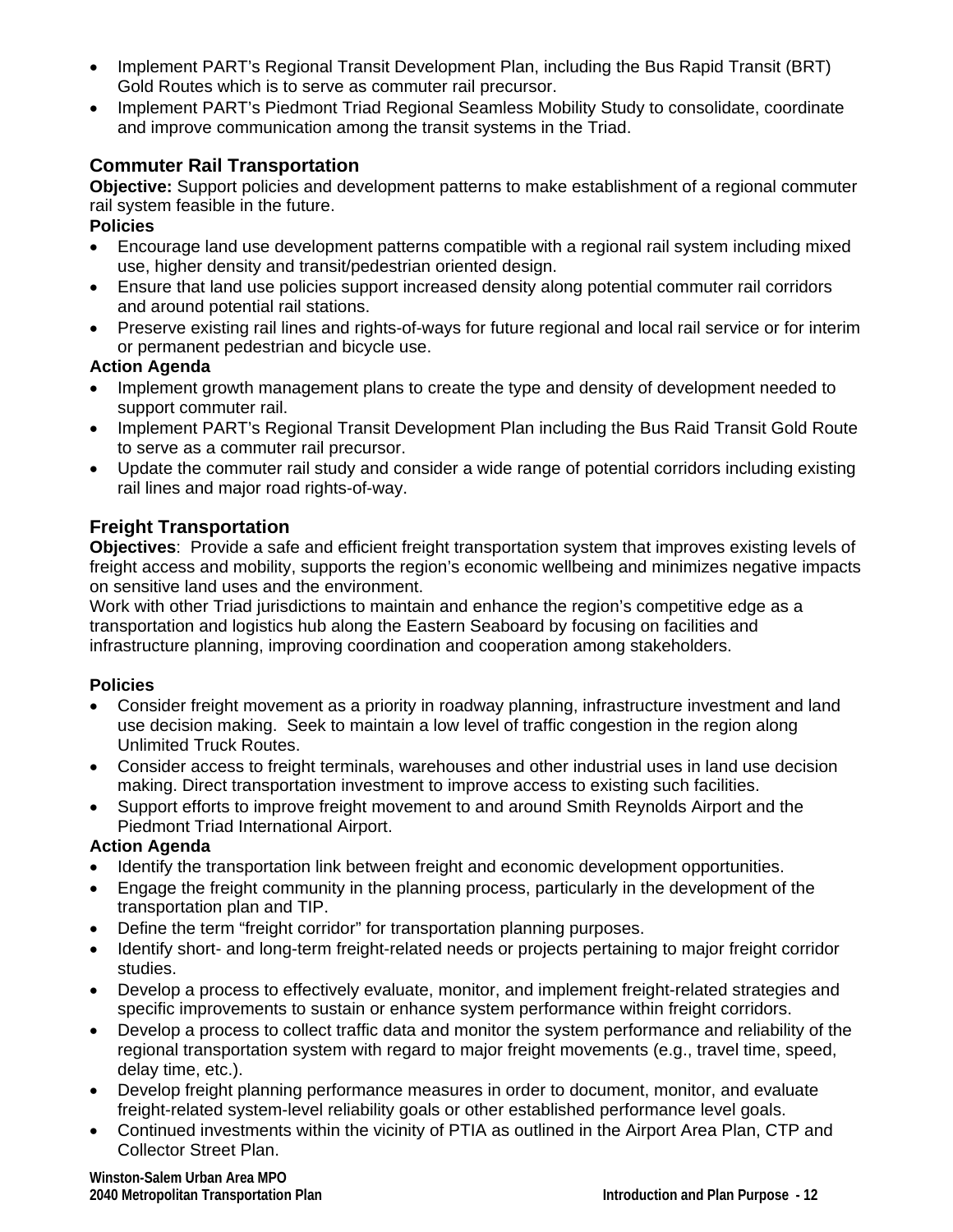- Implement PART's Regional Transit Development Plan, including the Bus Rapid Transit (BRT) Gold Routes which is to serve as commuter rail precursor.
- Implement PART's Piedmont Triad Regional Seamless Mobility Study to consolidate, coordinate and improve communication among the transit systems in the Triad.

### Commuter Rail Transportation

**Objective:** Support policies and development patterns to make establishment of a regional commuter rail system feasible in the future.

**Policies**

- Encourage land use development patterns compatible with a regional rail system including mixed use, higher density and transit/pedestrian oriented design.
- Ensure that land use policies support increased density along potential commuter rail corridors and around potential rail stations.
- Preserve existing rail lines and rights-of-ways for future regional and local rail service or for interim or permanent pedestrian and bicycle use.

**Action Agenda**

- Implement growth management plans to create the type and density of development needed to support commuter rail.
- Implement PART's Regional Transit Development Plan including the Bus Raid Transit Gold Route to serve as a commuter rail precursor.
- Update the commuter rail study and consider a wide range of potential corridors including existing rail lines and major road rights-of-way.

### Freight Transportation

**Objectives**: Provide a safe and efficient freight transportation system that improves existing levels of freight access and mobility, supports the region's economic wellbeing and minimizes negative impacts on sensitive land uses and the environment.
Work with other Triad jurisdictions to maintain and enhance the region's competitive edge as a transportation and logistics hub along the Eastern Seaboard by focusing on facilities and infrastructure planning, improving coordination and cooperation among stakeholders.

**Policies**

- Consider freight movement as a priority in roadway planning, infrastructure investment and land use decision making. Seek to maintain a low level of traffic congestion in the region along Unlimited Truck Routes.
- Consider access to freight terminals, warehouses and other industrial uses in land use decision making. Direct transportation investment to improve access to existing such facilities.
- Support efforts to improve freight movement to and around Smith Reynolds Airport and the Piedmont Triad International Airport.

**Action Agenda**

- Identify the transportation link between freight and economic development opportunities.
- Engage the freight community in the planning process, particularly in the development of the transportation plan and TIP.
- Define the term "freight corridor" for transportation planning purposes.
- Identify short- and long-term freight-related needs or projects pertaining to major freight corridor studies.
- Develop a process to effectively evaluate, monitor, and implement freight-related strategies and specific improvements to sustain or enhance system performance within freight corridors.
- Develop a process to collect traffic data and monitor the system performance and reliability of the regional transportation system with regard to major freight movements (e.g., travel time, speed, delay time, etc.).
- Develop freight planning performance measures in order to document, monitor, and evaluate freight-related system-level reliability goals or other established performance level goals.
- Continued investments within the vicinity of PTIA as outlined in the Airport Area Plan, CTP and Collector Street Plan.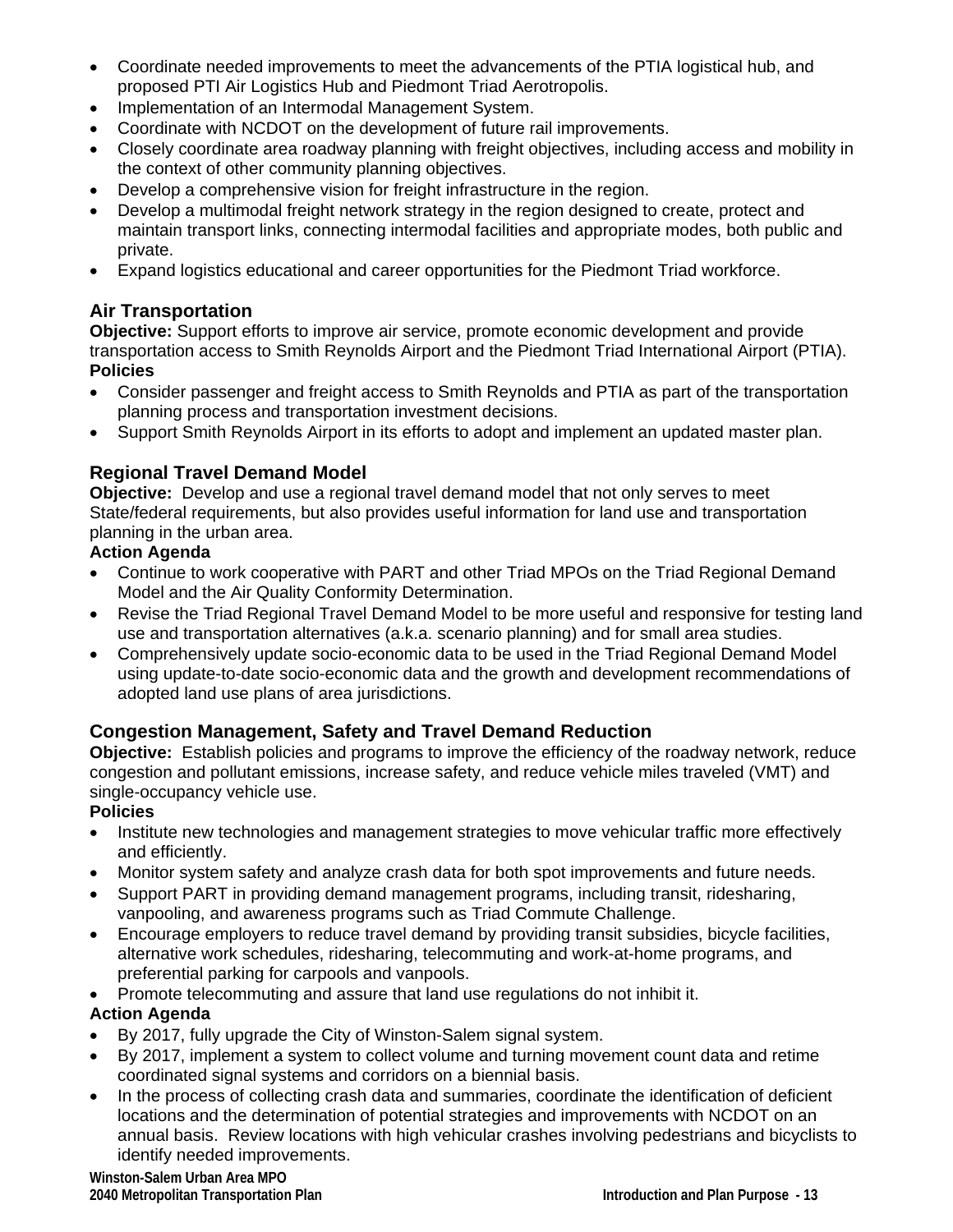- Coordinate needed improvements to meet the advancements of the PTIA logistical hub, and proposed PTI Air Logistics Hub and Piedmont Triad Aerotropolis.
- Implementation of an Intermodal Management System.
- Coordinate with NCDOT on the development of future rail improvements.
- Closely coordinate area roadway planning with freight objectives, including access and mobility in the context of other community planning objectives.
- Develop a comprehensive vision for freight infrastructure in the region.
- Develop a multimodal freight network strategy in the region designed to create, protect and maintain transport links, connecting intermodal facilities and appropriate modes, both public and private.
- Expand logistics educational and career opportunities for the Piedmont Triad workforce.

### Air Transportation

**Objective:** Support efforts to improve air service, promote economic development and provide transportation access to Smith Reynolds Airport and the Piedmont Triad International Airport (PTIA).

**Policies**

- Consider passenger and freight access to Smith Reynolds and PTIA as part of the transportation planning process and transportation investment decisions.
- Support Smith Reynolds Airport in its efforts to adopt and implement an updated master plan.

### Regional Travel Demand Model

**Objective:** Develop and use a regional travel demand model that not only serves to meet State/federal requirements, but also provides useful information for land use and transportation planning in the urban area.

**Action Agenda**

- Continue to work cooperative with PART and other Triad MPOs on the Triad Regional Demand Model and the Air Quality Conformity Determination.
- Revise the Triad Regional Travel Demand Model to be more useful and responsive for testing land use and transportation alternatives (a.k.a. scenario planning) and for small area studies.
- Comprehensively update socio-economic data to be used in the Triad Regional Demand Model using update-to-date socio-economic data and the growth and development recommendations of adopted land use plans of area jurisdictions.

### Congestion Management, Safety and Travel Demand Reduction

**Objective:** Establish policies and programs to improve the efficiency of the roadway network, reduce congestion and pollutant emissions, increase safety, and reduce vehicle miles traveled (VMT) and single-occupancy vehicle use.

**Policies**

- Institute new technologies and management strategies to move vehicular traffic more effectively and efficiently.
- Monitor system safety and analyze crash data for both spot improvements and future needs.
- Support PART in providing demand management programs, including transit, ridesharing, vanpooling, and awareness programs such as Triad Commute Challenge.
- Encourage employers to reduce travel demand by providing transit subsidies, bicycle facilities, alternative work schedules, ridesharing, telecommuting and work-at-home programs, and preferential parking for carpools and vanpools.
- Promote telecommuting and assure that land use regulations do not inhibit it.

**Action Agenda**

- By 2017, fully upgrade the City of Winston-Salem signal system.
- By 2017, implement a system to collect volume and turning movement count data and retime coordinated signal systems and corridors on a biennial basis.
- In the process of collecting crash data and summaries, coordinate the identification of deficient locations and the determination of potential strategies and improvements with NCDOT on an annual basis. Review locations with high vehicular crashes involving pedestrians and bicyclists to identify needed improvements.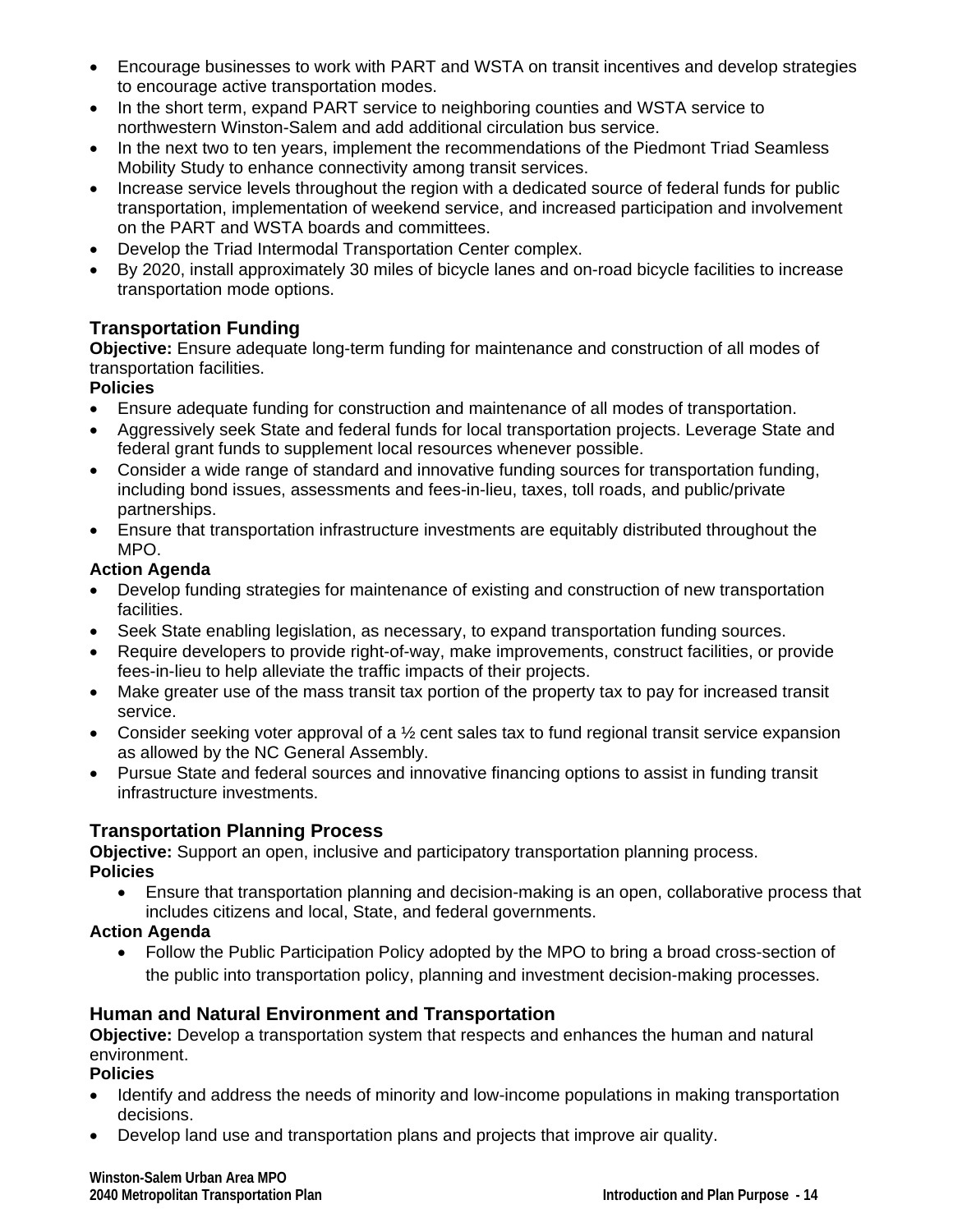- Encourage businesses to work with PART and WSTA on transit incentives and develop strategies to encourage active transportation modes.
- In the short term, expand PART service to neighboring counties and WSTA service to northwestern Winston-Salem and add additional circulation bus service.
- In the next two to ten years, implement the recommendations of the Piedmont Triad Seamless Mobility Study to enhance connectivity among transit services.
- Increase service levels throughout the region with a dedicated source of federal funds for public transportation, implementation of weekend service, and increased participation and involvement on the PART and WSTA boards and committees.
- Develop the Triad Intermodal Transportation Center complex.
- By 2020, install approximately 30 miles of bicycle lanes and on-road bicycle facilities to increase transportation mode options.

## Transportation Funding

**Objective:** Ensure adequate long-term funding for maintenance and construction of all modes of transportation facilities.

**Policies**

- Ensure adequate funding for construction and maintenance of all modes of transportation.
- Aggressively seek State and federal funds for local transportation projects. Leverage State and federal grant funds to supplement local resources whenever possible.
- Consider a wide range of standard and innovative funding sources for transportation funding, including bond issues, assessments and fees-in-lieu, taxes, toll roads, and public/private partnerships.
- Ensure that transportation infrastructure investments are equitably distributed throughout the MPO.

**Action Agenda**

- Develop funding strategies for maintenance of existing and construction of new transportation facilities.
- Seek State enabling legislation, as necessary, to expand transportation funding sources.
- Require developers to provide right-of-way, make improvements, construct facilities, or provide fees-in-lieu to help alleviate the traffic impacts of their projects.
- Make greater use of the mass transit tax portion of the property tax to pay for increased transit service.
- Consider seeking voter approval of a ½ cent sales tax to fund regional transit service expansion as allowed by the NC General Assembly.
- Pursue State and federal sources and innovative financing options to assist in funding transit infrastructure investments.

## Transportation Planning Process

**Objective:** Support an open, inclusive and participatory transportation planning process.

**Policies**

- Ensure that transportation planning and decision-making is an open, collaborative process that includes citizens and local, State, and federal governments.

**Action Agenda**

- Follow the Public Participation Policy adopted by the MPO to bring a broad cross-section of the public into transportation policy, planning and investment decision-making processes.

## Human and Natural Environment and Transportation

**Objective:** Develop a transportation system that respects and enhances the human and natural environment.

**Policies**

- Identify and address the needs of minority and low-income populations in making transportation decisions.
- Develop land use and transportation plans and projects that improve air quality.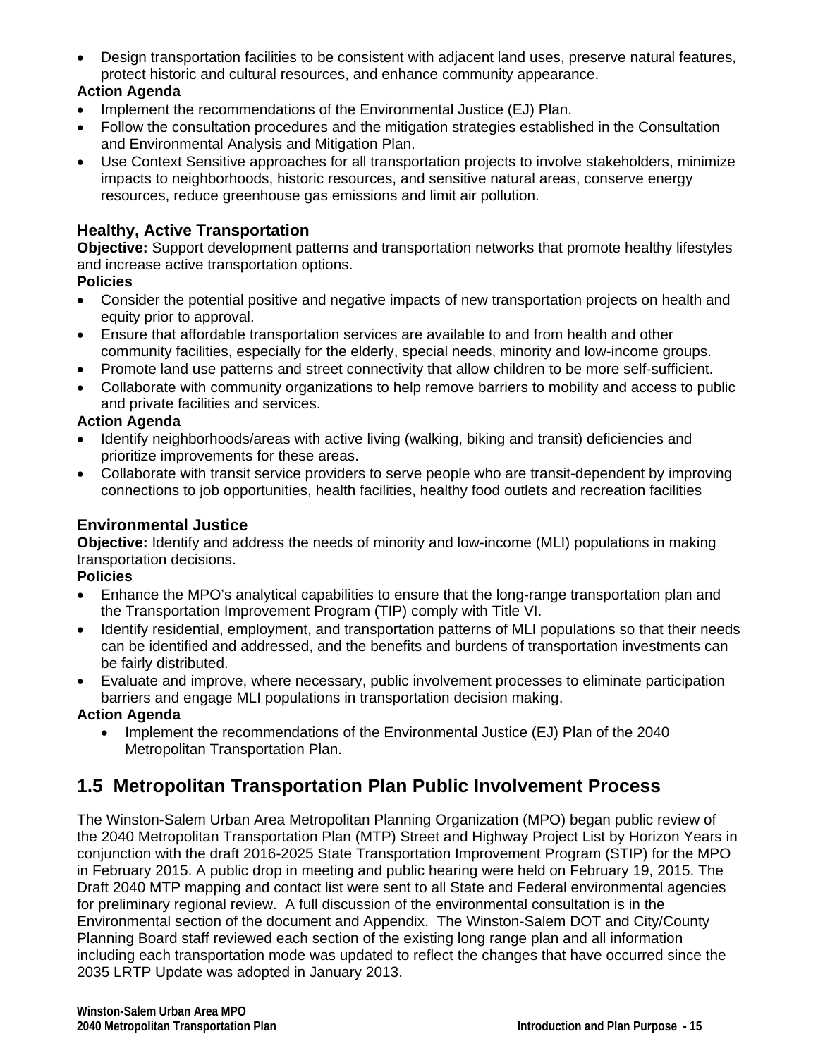- Design transportation facilities to be consistent with adjacent land uses, preserve natural features, protect historic and cultural resources, and enhance community appearance.

**Action Agenda**

- Implement the recommendations of the Environmental Justice (EJ) Plan.
- Follow the consultation procedures and the mitigation strategies established in the Consultation and Environmental Analysis and Mitigation Plan.
- Use Context Sensitive approaches for all transportation projects to involve stakeholders, minimize impacts to neighborhoods, historic resources, and sensitive natural areas, conserve energy resources, reduce greenhouse gas emissions and limit air pollution.

### Healthy, Active Transportation

**Objective:** Support development patterns and transportation networks that promote healthy lifestyles and increase active transportation options.

**Policies**

- Consider the potential positive and negative impacts of new transportation projects on health and equity prior to approval.
- Ensure that affordable transportation services are available to and from health and other community facilities, especially for the elderly, special needs, minority and low-income groups.
- Promote land use patterns and street connectivity that allow children to be more self-sufficient.
- Collaborate with community organizations to help remove barriers to mobility and access to public and private facilities and services.

**Action Agenda**

- Identify neighborhoods/areas with active living (walking, biking and transit) deficiencies and prioritize improvements for these areas.
- Collaborate with transit service providers to serve people who are transit-dependent by improving connections to job opportunities, health facilities, healthy food outlets and recreation facilities

### Environmental Justice

**Objective:** Identify and address the needs of minority and low-income (MLI) populations in making transportation decisions.

**Policies**

- Enhance the MPO's analytical capabilities to ensure that the long-range transportation plan and the Transportation Improvement Program (TIP) comply with Title VI.
- Identify residential, employment, and transportation patterns of MLI populations so that their needs can be identified and addressed, and the benefits and burdens of transportation investments can be fairly distributed.
- Evaluate and improve, where necessary, public involvement processes to eliminate participation barriers and engage MLI populations in transportation decision making.

**Action Agenda**

- Implement the recommendations of the Environmental Justice (EJ) Plan of the 2040 Metropolitan Transportation Plan.

## 1.5 Metropolitan Transportation Plan Public Involvement Process

The Winston-Salem Urban Area Metropolitan Planning Organization (MPO) began public review of the 2040 Metropolitan Transportation Plan (MTP) Street and Highway Project List by Horizon Years in conjunction with the draft 2016-2025 State Transportation Improvement Program (STIP) for the MPO in February 2015. A public drop in meeting and public hearing were held on February 19, 2015. The Draft 2040 MTP mapping and contact list were sent to all State and Federal environmental agencies for preliminary regional review. A full discussion of the environmental consultation is in the Environmental section of the document and Appendix. The Winston-Salem DOT and City/County Planning Board staff reviewed each section of the existing long range plan and all information including each transportation mode was updated to reflect the changes that have occurred since the 2035 LRTP Update was adopted in January 2013.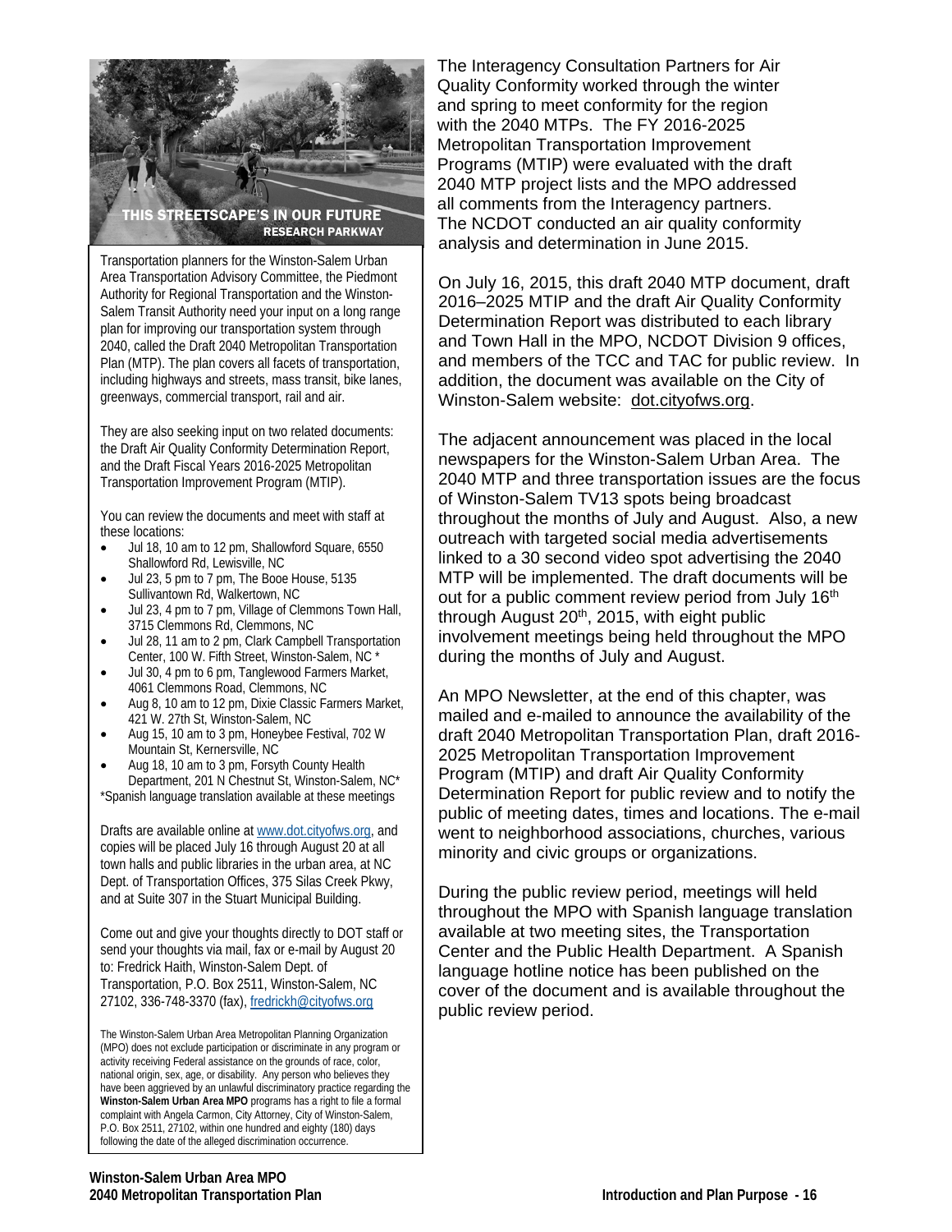THIS STREETSCAPE'S IN OUR FUTURE
RESEARCH PARKWAY

Transportation planners for the Winston-Salem Urban Area Transportation Advisory Committee, the Piedmont Authority for Regional Transportation and the Winston-Salem Transit Authority need your input on a long range plan for improving our transportation system through 2040, called the Draft 2040 Metropolitan Transportation Plan (MTP). The plan covers all facets of transportation, including highways and streets, mass transit, bike lanes, greenways, commercial transport, rail and air.

They are also seeking input on two related documents: the Draft Air Quality Conformity Determination Report, and the Draft Fiscal Years 2016-2025 Metropolitan Transportation Improvement Program (MTIP).

You can review the documents and meet with staff at these locations:

- Jul 18, 10 am to 12 pm, Shallowford Square, 6550 Shallowford Rd, Lewisville, NC
- Jul 23, 5 pm to 7 pm, The Booe House, 5135 Sullivantown Rd, Walkertown, NC
- Jul 23, 4 pm to 7 pm, Village of Clemmons Town Hall, 3715 Clemmons Rd, Clemmons, NC
- Jul 28, 11 am to 2 pm, Clark Campbell Transportation Center, 100 W. Fifth Street, Winston-Salem, NC *
- Jul 30, 4 pm to 6 pm, Tanglewood Farmers Market, 4061 Clemmons Road, Clemmons, NC
- Aug 8, 10 am to 12 pm, Dixie Classic Farmers Market, 421 W. 27th St, Winston-Salem, NC
- Aug 15, 10 am to 3 pm, Honeybee Festival, 702 W Mountain St, Kernersville, NC
- Aug 18, 10 am to 3 pm, Forsyth County Health Department, 201 N Chestnut St, Winston-Salem, NC*

*Spanish language translation available at these meetings

Drafts are available online at www.dot.cityofws.org, and copies will be placed July 16 through August 20 at all town halls and public libraries in the urban area, at NC Dept. of Transportation Offices, 375 Silas Creek Pkwy, and at Suite 307 in the Stuart Municipal Building.

Come out and give your thoughts directly to DOT staff or send your thoughts via mail, fax or e-mail by August 20 to: Fredrick Haith, Winston-Salem Dept. of Transportation, P.O. Box 2511, Winston-Salem, NC 27102, 336-748-3370 (fax), fredrickh@cityofws.org

The Winston-Salem Urban Area Metropolitan Planning Organization (MPO) does not exclude participation or discriminate in any program or activity receiving Federal assistance on the grounds of race, color, national origin, sex, age, or disability. Any person who believes they have been aggrieved by an unlawful discriminatory practice regarding the **Winston-Salem Urban Area MPO** programs has a right to file a formal complaint with Angela Carmon, City Attorney, City of Winston-Salem, P.O. Box 2511, 27102, within one hundred and eighty (180) days following the date of the alleged discrimination occurrence.

The Interagency Consultation Partners for Air Quality Conformity worked through the winter and spring to meet conformity for the region with the 2040 MTPs. The FY 2016-2025 Metropolitan Transportation Improvement Programs (MTIP) were evaluated with the draft 2040 MTP project lists and the MPO addressed all comments from the Interagency partners. The NCDOT conducted an air quality conformity analysis and determination in June 2015.

On July 16, 2015, this draft 2040 MTP document, draft 2016–2025 MTIP and the draft Air Quality Conformity Determination Report was distributed to each library and Town Hall in the MPO, NCDOT Division 9 offices, and members of the TCC and TAC for public review. In addition, the document was available on the City of Winston-Salem website: dot.cityofws.org.

The adjacent announcement was placed in the local newspapers for the Winston-Salem Urban Area. The 2040 MTP and three transportation issues are the focus of Winston-Salem TV13 spots being broadcast throughout the months of July and August. Also, a new outreach with targeted social media advertisements linked to a 30 second video spot advertising the 2040 MTP will be implemented. The draft documents will be out for a public comment review period from July 16th through August 20th, 2015, with eight public involvement meetings being held throughout the MPO during the months of July and August.

An MPO Newsletter, at the end of this chapter, was mailed and e-mailed to announce the availability of the draft 2040 Metropolitan Transportation Plan, draft 2016-2025 Metropolitan Transportation Improvement Program (MTIP) and draft Air Quality Conformity Determination Report for public review and to notify the public of meeting dates, times and locations. The e-mail went to neighborhood associations, churches, various minority and civic groups or organizations.

During the public review period, meetings will held throughout the MPO with Spanish language translation available at two meeting sites, the Transportation Center and the Public Health Department. A Spanish language hotline notice has been published on the cover of the document and is available throughout the public review period.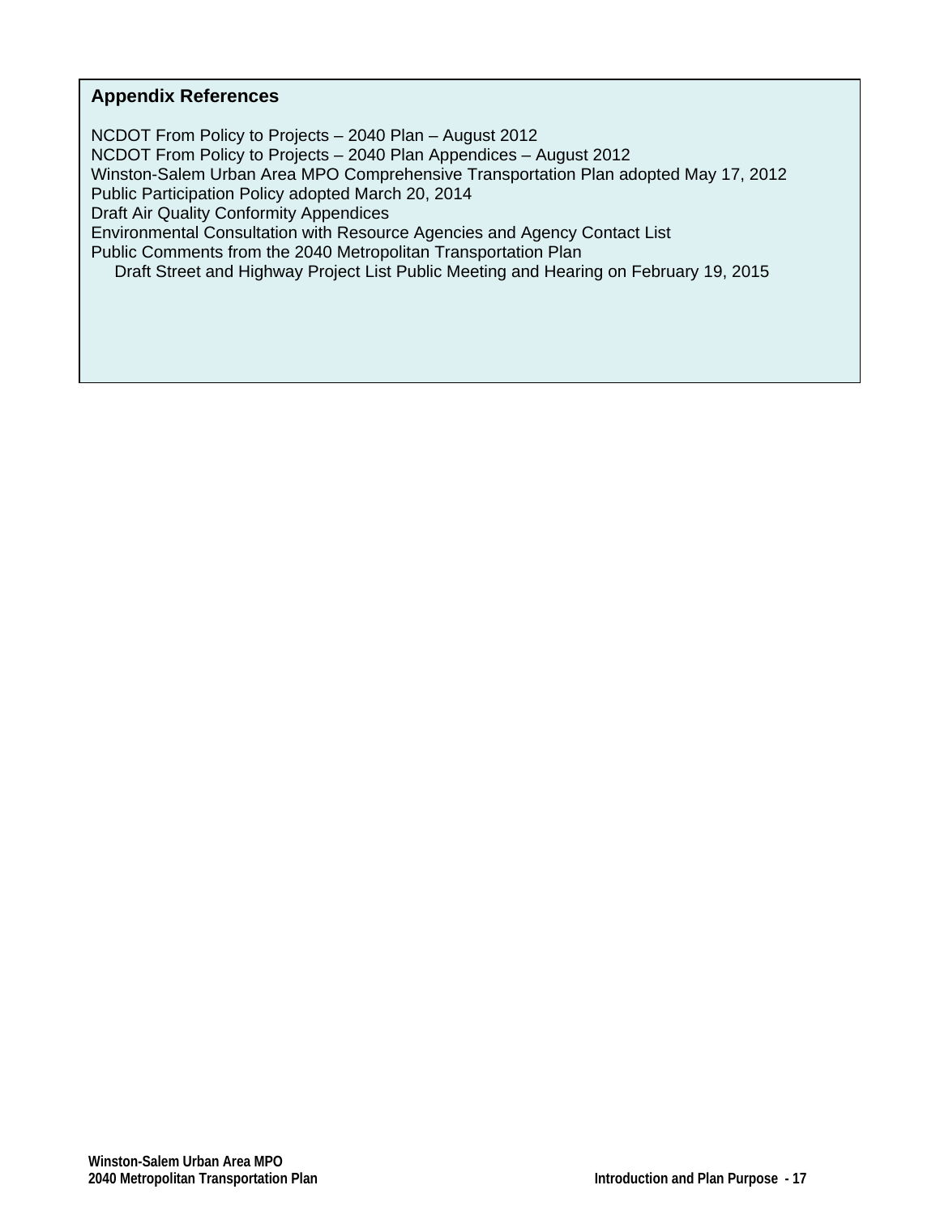**Appendix References**

NCDOT From Policy to Projects – 2040 Plan – August 2012
NCDOT From Policy to Projects – 2040 Plan Appendices – August 2012
Winston-Salem Urban Area MPO Comprehensive Transportation Plan adopted May 17, 2012
Public Participation Policy adopted March 20, 2014
Draft Air Quality Conformity Appendices
Environmental Consultation with Resource Agencies and Agency Contact List
Public Comments from the 2040 Metropolitan Transportation Plan
Draft Street and Highway Project List Public Meeting and Hearing on February 19, 2015